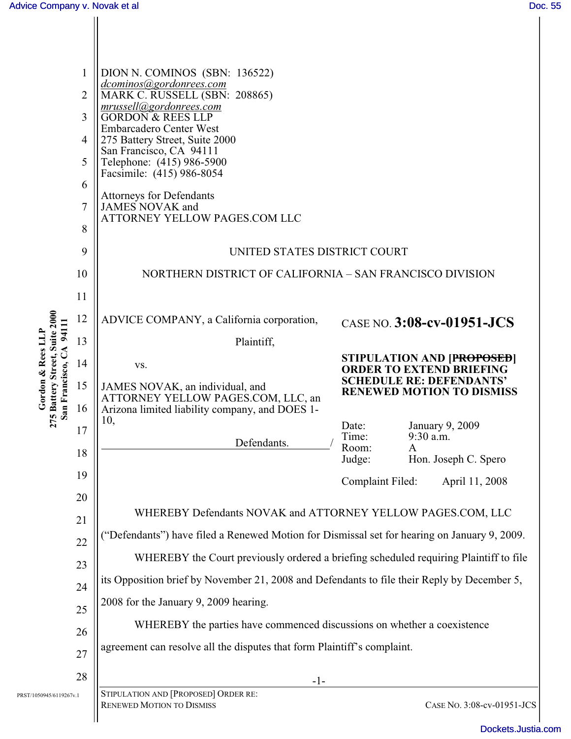DION N. COMINOS (SBN: 136522)
*dcominos@gordonrees.com*
MARK C. RUSSELL (SBN: 208865)
*mrussell@gordonrees.com*
GORDON & REES LLP
Embarcadero Center West
275 Battery Street, Suite 2000
San Francisco, CA 94111
Telephone: (415) 986-5900
Facsimile: (415) 986-8054

Attorneys for Defendants
JAMES NOVAK and
ATTORNEY YELLOW PAGES.COM LLC

UNITED STATES DISTRICT COURT

NORTHERN DISTRICT OF CALIFORNIA – SAN FRANCISCO DIVISION

ADVICE COMPANY, a California corporation,

Plaintiff,

vs.

JAMES NOVAK, an individual, and ATTORNEY YELLOW PAGES.COM, LLC, an Arizona limited liability company, and DOES 1-10,

Defendants.

CASE NO. **3:08-cv-01951-JCS**

**STIPULATION AND [~~PROPOSED~~] ORDER TO EXTEND BRIEFING SCHEDULE RE: DEFENDANTS' RENEWED MOTION TO DISMISS**

Date: January 9, 2009
Time: 9:30 a.m.
Room: A
Judge: Hon. Joseph C. Spero

Complaint Filed: April 11, 2008

WHEREBY Defendants NOVAK and ATTORNEY YELLOW PAGES.COM, LLC ("Defendants") have filed a Renewed Motion for Dismissal set for hearing on January 9, 2009.

WHEREBY the Court previously ordered a briefing scheduled requiring Plaintiff to file its Opposition brief by November 21, 2008 and Defendants to file their Reply by December 5, 2008 for the January 9, 2009 hearing.

WHEREBY the parties have commenced discussions on whether a coexistence agreement can resolve all the disputes that form Plaintiff's complaint.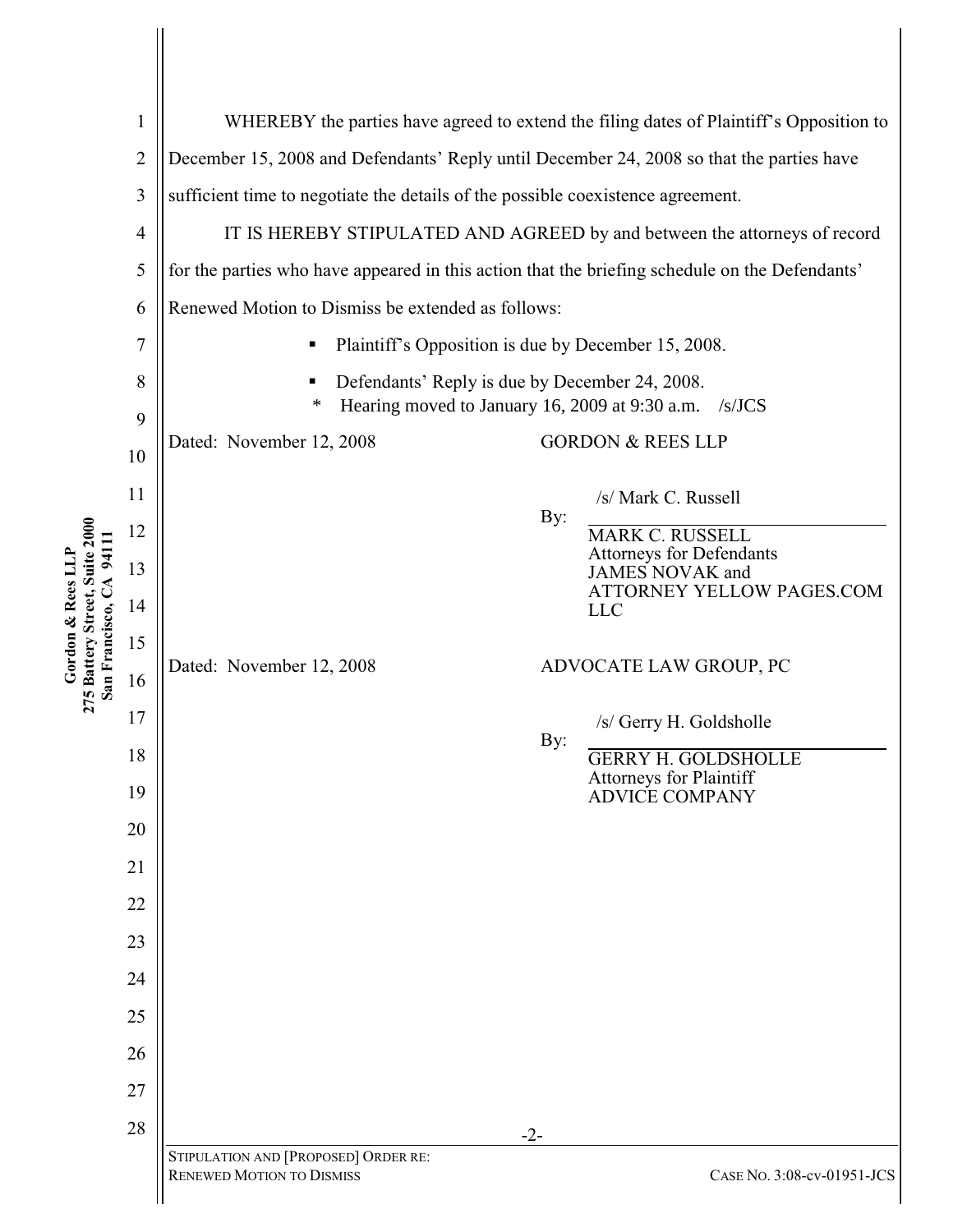WHEREBY the parties have agreed to extend the filing dates of Plaintiff's Opposition to December 15, 2008 and Defendants' Reply until December 24, 2008 so that the parties have sufficient time to negotiate the details of the possible coexistence agreement.

IT IS HEREBY STIPULATED AND AGREED by and between the attorneys of record for the parties who have appeared in this action that the briefing schedule on the Defendants' Renewed Motion to Dismiss be extended as follows:

- Plaintiff's Opposition is due by December 15, 2008.
- Defendants' Reply is due by December 24, 2008.

\* Hearing moved to January 16, 2009 at 9:30 a.m. /s/JCS

Dated: November 12, 2008

GORDON & REES LLP

By: /s/ Mark C. Russell
MARK C. RUSSELL
Attorneys for Defendants
JAMES NOVAK and
ATTORNEY YELLOW PAGES.COM LLC

Dated: November 12, 2008

ADVOCATE LAW GROUP, PC

By: /s/ Gerry H. Goldsholle
GERRY H. GOLDSHOLLE
Attorneys for Plaintiff
ADVICE COMPANY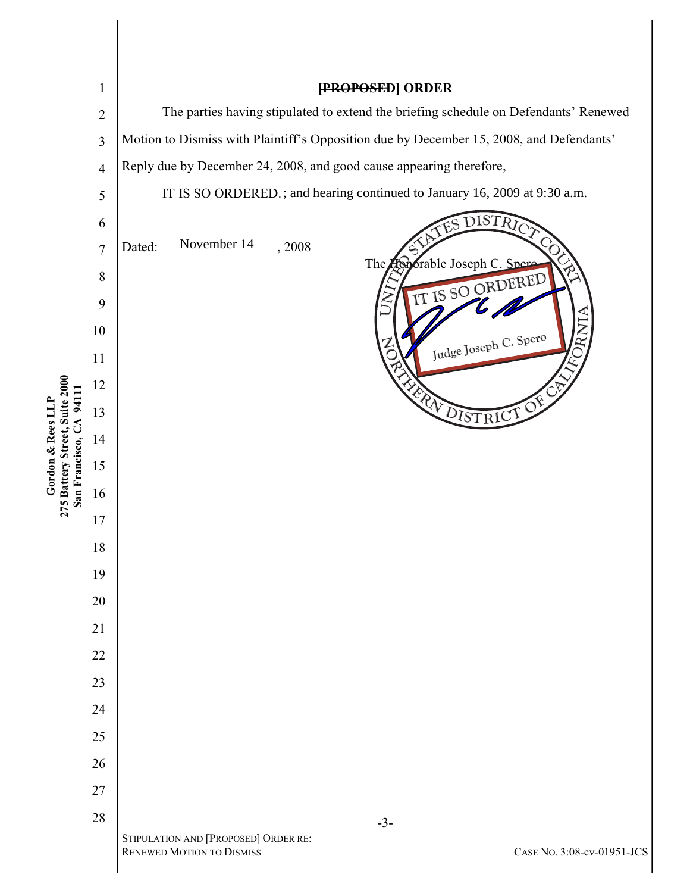**[~~PROPOSED~~] ORDER**

The parties having stipulated to extend the briefing schedule on Defendants' Renewed Motion to Dismiss with Plaintiff's Opposition due by December 15, 2008, and Defendants' Reply due by December 24, 2008, and good cause appearing therefore,

IT IS SO ORDERED.; and hearing continued to January 16, 2009 at 9:30 a.m.

Dated: November 14, 2008

The Honorable Joseph C. Spero

UNITED STATES DISTRICT COURT
NORTHERN DISTRICT OF CALIFORNIA
IT IS SO ORDERED
Judge Joseph C. Spero

STIPULATION AND [PROPOSED] ORDER RE: RENEWED MOTION TO DISMISS

CASE NO. 3:08-cv-01951-JCS